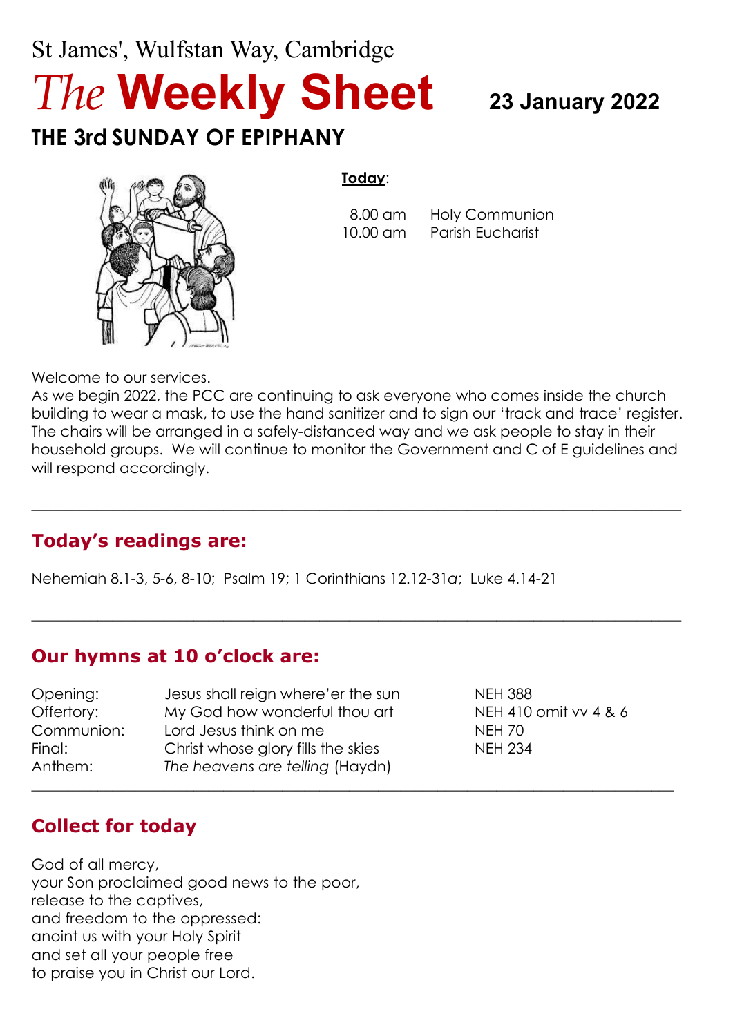St James', Wulfstan Way, Cambridge

# *The* **Weekly Sheet** 23 January 2022

## THE 3rd SUNDAY OF EPIPHANY

**Today**:

8.00 am Holy Communion
10.00 am Parish Eucharist

Welcome to our services.
As we begin 2022, the PCC are continuing to ask everyone who comes inside the church building to wear a mask, to use the hand sanitizer and to sign our 'track and trace' register. The chairs will be arranged in a safely-distanced way and we ask people to stay in their household groups. We will continue to monitor the Government and C of E guidelines and will respond accordingly.

---

## Today's readings are:

Nehemiah 8.1-3, 5-6, 8-10; Psalm 19; 1 Corinthians 12.12-31*a*; Luke 4.14-21

---

## Our hymns at 10 o'clock are:

| | | |
|---|---|---|
| Opening: | Jesus shall reign where'er the sun | NEH 388 |
| Offertory: | My God how wonderful thou art | NEH 410 omit vv 4 & 6 |
| Communion: | Lord Jesus think on me | NEH 70 |
| Final: | Christ whose glory fills the skies | NEH 234 |
| Anthem: | *The heavens are telling* (Haydn) | |

---

## Collect for today

God of all mercy,
your Son proclaimed good news to the poor,
release to the captives,
and freedom to the oppressed:
anoint us with your Holy Spirit
and set all your people free
to praise you in Christ our Lord.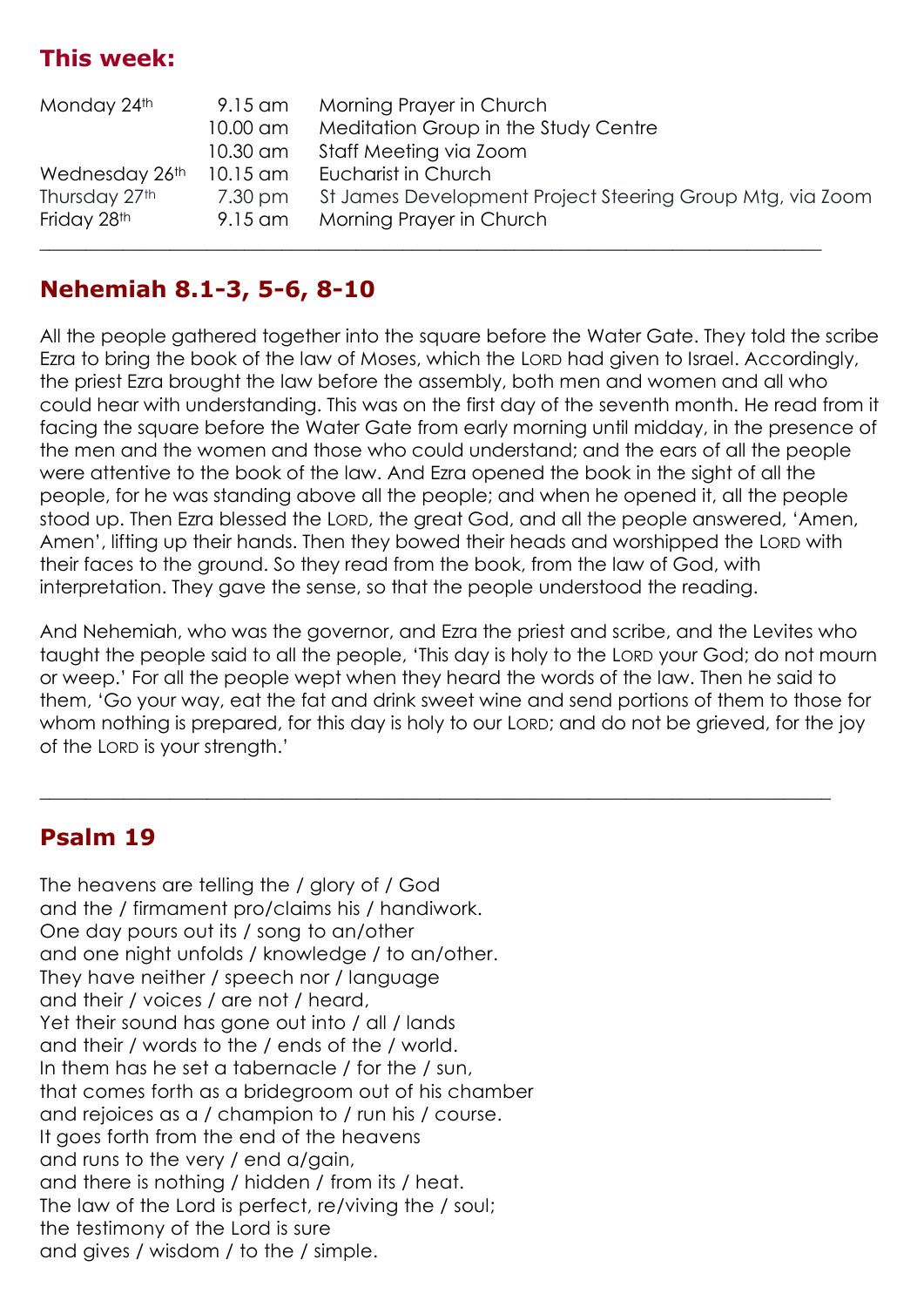## This week:

| | | |
|---|---|---|
| Monday 24th | 9.15 am | Morning Prayer in Church |
| | 10.00 am | Meditation Group in the Study Centre |
| | 10.30 am | Staff Meeting via Zoom |
| Wednesday 26th | 10.15 am | Eucharist in Church |
| Thursday 27th | 7.30 pm | St James Development Project Steering Group Mtg, via Zoom |
| Friday 28th | 9.15 am | Morning Prayer in Church |

---

## Nehemiah 8.1-3, 5-6, 8-10

All the people gathered together into the square before the Water Gate. They told the scribe Ezra to bring the book of the law of Moses, which the LORD had given to Israel. Accordingly, the priest Ezra brought the law before the assembly, both men and women and all who could hear with understanding. This was on the first day of the seventh month. He read from it facing the square before the Water Gate from early morning until midday, in the presence of the men and the women and those who could understand; and the ears of all the people were attentive to the book of the law. And Ezra opened the book in the sight of all the people, for he was standing above all the people; and when he opened it, all the people stood up. Then Ezra blessed the LORD, the great God, and all the people answered, 'Amen, Amen', lifting up their hands. Then they bowed their heads and worshipped the LORD with their faces to the ground. So they read from the book, from the law of God, with interpretation. They gave the sense, so that the people understood the reading.

And Nehemiah, who was the governor, and Ezra the priest and scribe, and the Levites who taught the people said to all the people, 'This day is holy to the LORD your God; do not mourn or weep.' For all the people wept when they heard the words of the law. Then he said to them, 'Go your way, eat the fat and drink sweet wine and send portions of them to those for whom nothing is prepared, for this day is holy to our LORD; and do not be grieved, for the joy of the LORD is your strength.'

---

## Psalm 19

The heavens are telling the / glory of / God
and the / firmament pro/claims his / handiwork.
One day pours out its / song to an/other
and one night unfolds / knowledge / to an/other.
They have neither / speech nor / language
and their / voices / are not / heard,
Yet their sound has gone out into / all / lands
and their / words to the / ends of the / world.
In them has he set a tabernacle / for the / sun,
that comes forth as a bridegroom out of his chamber
and rejoices as a / champion to / run his / course.
It goes forth from the end of the heavens
and runs to the very / end a/gain,
and there is nothing / hidden / from its / heat.
The law of the Lord is perfect, re/viving the / soul;
the testimony of the Lord is sure
and gives / wisdom / to the / simple.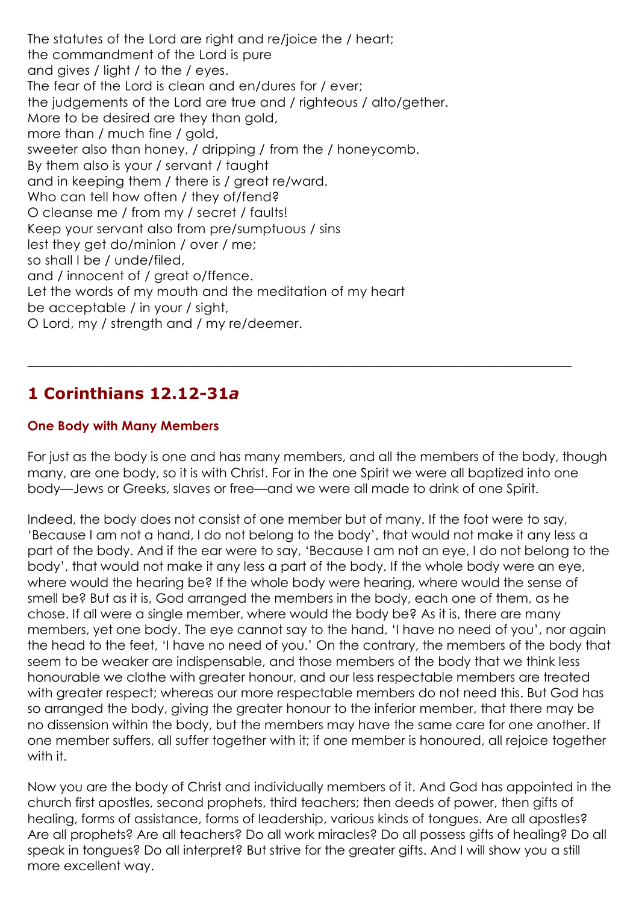The statutes of the Lord are right and re/joice the / heart;
the commandment of the Lord is pure
and gives / light / to the / eyes.
The fear of the Lord is clean and en/dures for / ever;
the judgements of the Lord are true and / righteous / alto/gether.
More to be desired are they than gold,
more than / much fine / gold,
sweeter also than honey, / dripping / from the / honeycomb.
By them also is your / servant / taught
and in keeping them / there is / great re/ward.
Who can tell how often / they of/fend?
O cleanse me / from my / secret / faults!
Keep your servant also from pre/sumptuous / sins
lest they get do/minion / over / me;
so shall I be / unde/filed,
and / innocent of / great o/ffence.
Let the words of my mouth and the meditation of my heart
be acceptable / in your / sight,
O Lord, my / strength and / my re/deemer.

---

## 1 Corinthians 12.12-31*a*

### One Body with Many Members

For just as the body is one and has many members, and all the members of the body, though many, are one body, so it is with Christ. For in the one Spirit we were all baptized into one body—Jews or Greeks, slaves or free—and we were all made to drink of one Spirit.

Indeed, the body does not consist of one member but of many. If the foot were to say, 'Because I am not a hand, I do not belong to the body', that would not make it any less a part of the body. And if the ear were to say, 'Because I am not an eye, I do not belong to the body', that would not make it any less a part of the body. If the whole body were an eye, where would the hearing be? If the whole body were hearing, where would the sense of smell be? But as it is, God arranged the members in the body, each one of them, as he chose. If all were a single member, where would the body be? As it is, there are many members, yet one body. The eye cannot say to the hand, 'I have no need of you', nor again the head to the feet, 'I have no need of you.' On the contrary, the members of the body that seem to be weaker are indispensable, and those members of the body that we think less honourable we clothe with greater honour, and our less respectable members are treated with greater respect; whereas our more respectable members do not need this. But God has so arranged the body, giving the greater honour to the inferior member, that there may be no dissension within the body, but the members may have the same care for one another. If one member suffers, all suffer together with it; if one member is honoured, all rejoice together with it.

Now you are the body of Christ and individually members of it. And God has appointed in the church first apostles, second prophets, third teachers; then deeds of power, then gifts of healing, forms of assistance, forms of leadership, various kinds of tongues. Are all apostles? Are all prophets? Are all teachers? Do all work miracles? Do all possess gifts of healing? Do all speak in tongues? Do all interpret? But strive for the greater gifts. And I will show you a still more excellent way.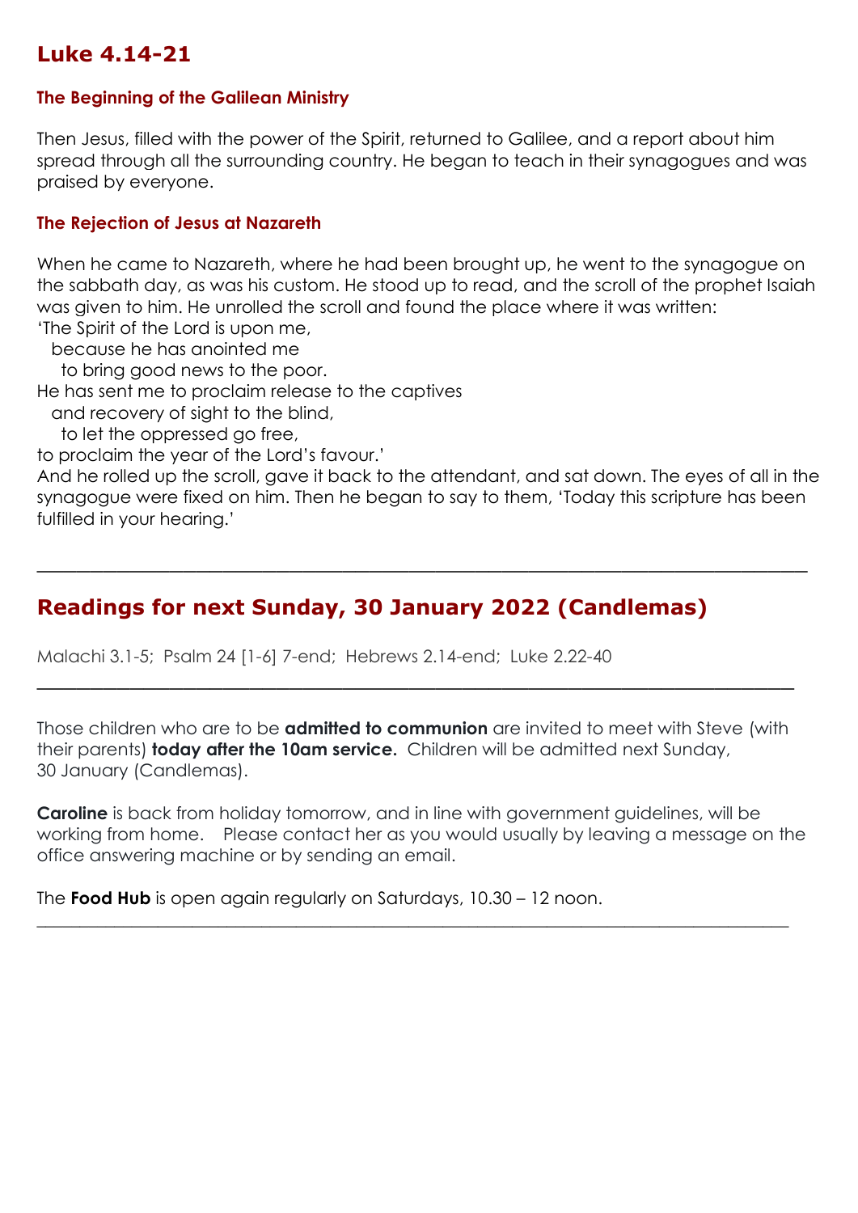## Luke 4.14-21

### The Beginning of the Galilean Ministry

Then Jesus, filled with the power of the Spirit, returned to Galilee, and a report about him spread through all the surrounding country. He began to teach in their synagogues and was praised by everyone.

### The Rejection of Jesus at Nazareth

When he came to Nazareth, where he had been brought up, he went to the synagogue on the sabbath day, as was his custom. He stood up to read, and the scroll of the prophet Isaiah was given to him. He unrolled the scroll and found the place where it was written:

'The Spirit of the Lord is upon me,
  because he has anointed me
    to bring good news to the poor.
He has sent me to proclaim release to the captives
  and recovery of sight to the blind,
    to let the oppressed go free,
to proclaim the year of the Lord's favour.'

And he rolled up the scroll, gave it back to the attendant, and sat down. The eyes of all in the synagogue were fixed on him. Then he began to say to them, 'Today this scripture has been fulfilled in your hearing.'

---

## Readings for next Sunday, 30 January 2022 (Candlemas)

Malachi 3.1-5;  Psalm 24 [1-6] 7-end;  Hebrews 2.14-end;  Luke 2.22-40

---

Those children who are to be **admitted to communion** are invited to meet with Steve (with their parents) **today after the 10am service.** Children will be admitted next Sunday, 30 January (Candlemas).

**Caroline** is back from holiday tomorrow, and in line with government guidelines, will be working from home. Please contact her as you would usually by leaving a message on the office answering machine or by sending an email.

The **Food Hub** is open again regularly on Saturdays, 10.30 – 12 noon.

---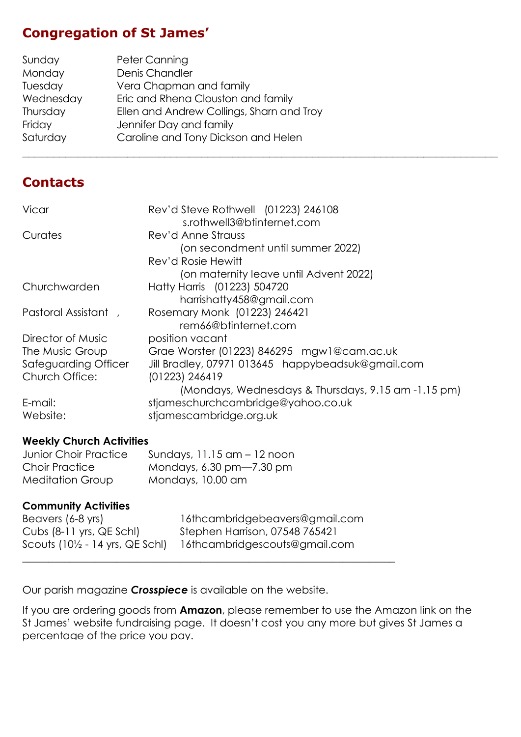## Congregation of St James'

| | |
|---|---|
| Sunday | Peter Canning |
| Monday | Denis Chandler |
| Tuesday | Vera Chapman and family |
| Wednesday | Eric and Rhena Clouston and family |
| Thursday | Ellen and Andrew Collings, Sharn and Troy |
| Friday | Jennifer Day and family |
| Saturday | Caroline and Tony Dickson and Helen |

---

## Contacts

| | |
|---|---|
| Vicar | Rev'd Steve Rothwell (01223) 246108<br>s.rothwell3@btinternet.com |
| Curates | Rev'd Anne Strauss<br>(on secondment until summer 2022)<br>Rev'd Rosie Hewitt<br>(on maternity leave until Advent 2022) |
| Churchwarden | Hatty Harris (01223) 504720<br>harrishatty458@gmail.com |
| Pastoral Assistant , | Rosemary Monk (01223) 246421<br>rem66@btinternet.com |
| Director of Music | position vacant |
| The Music Group | Grae Worster (01223) 846295 mgw1@cam.ac.uk |
| Safeguarding Officer | Jill Bradley, 07971 013645 happybeadsuk@gmail.com |
| Church Office: | (01223) 246419<br>(Mondays, Wednesdays & Thursdays, 9.15 am -1.15 pm) |
| E-mail: | stjameschurchcambridge@yahoo.co.uk |
| Website: | stjamescambridge.org.uk |

### Weekly Church Activities

| | |
|---|---|
| Junior Choir Practice | Sundays, 11.15 am – 12 noon |
| Choir Practice | Mondays, 6.30 pm—7.30 pm |
| Meditation Group | Mondays, 10.00 am |

### Community Activities

| | |
|---|---|
| Beavers (6-8 yrs) | 16thcambridgebeavers@gmail.com |
| Cubs (8-11 yrs, QE Schl) | Stephen Harrison, 07548 765421 |
| Scouts (10½ - 14 yrs, QE Schl) | 16thcambridgescouts@gmail.com |

---

Our parish magazine ***Crosspiece*** is available on the website.

If you are ordering goods from **Amazon**, please remember to use the Amazon link on the St James' website fundraising page. It doesn't cost you any more but gives St James a percentage of the price you pay.